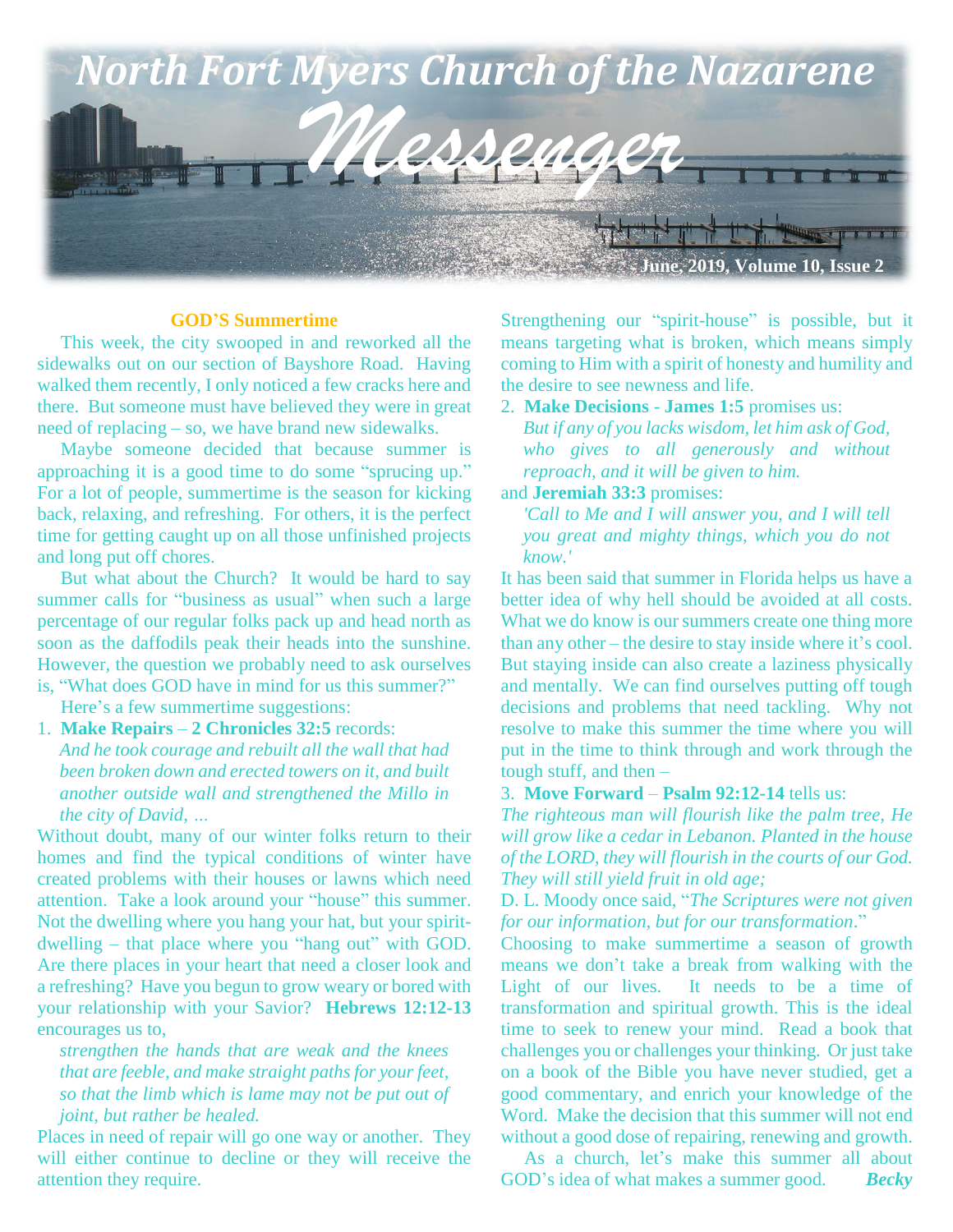# North Fort Myers Church of the Nazarene

# *Messenger*

June, 2019, Volume 10, Issue 2

## GOD'S Summertime

This week, the city swooped in and reworked all the sidewalks out on our section of Bayshore Road. Having walked them recently, I only noticed a few cracks here and there. But someone must have believed they were in great need of replacing – so, we have brand new sidewalks.

Maybe someone decided that because summer is approaching it is a good time to do some "sprucing up." For a lot of people, summertime is the season for kicking back, relaxing, and refreshing. For others, it is the perfect time for getting caught up on all those unfinished projects and long put off chores.

But what about the Church? It would be hard to say summer calls for "business as usual" when such a large percentage of our regular folks pack up and head north as soon as the daffodils peak their heads into the sunshine. However, the question we probably need to ask ourselves is, "What does GOD have in mind for us this summer?"

Here's a few summertime suggestions:

1. **Make Repairs** – **2 Chronicles 32:5** records:

   *And he took courage and rebuilt all the wall that had been broken down and erected towers on it, and built another outside wall and strengthened the Millo in the city of David, ...*

Without doubt, many of our winter folks return to their homes and find the typical conditions of winter have created problems with their houses or lawns which need attention. Take a look around your "house" this summer. Not the dwelling where you hang your hat, but your spirit-dwelling – that place where you "hang out" with GOD. Are there places in your heart that need a closer look and a refreshing? Have you begun to grow weary or bored with your relationship with your Savior? **Hebrews 12:12-13** encourages us to,

*strengthen the hands that are weak and the knees that are feeble, and make straight paths for your feet, so that the limb which is lame may not be put out of joint, but rather be healed.*

Places in need of repair will go one way or another. They will either continue to decline or they will receive the attention they require.

Strengthening our "spirit-house" is possible, but it means targeting what is broken, which means simply coming to Him with a spirit of honesty and humility and the desire to see newness and life.

2. **Make Decisions** - **James 1:5** promises us:

   *But if any of you lacks wisdom, let him ask of God, who gives to all generously and without reproach, and it will be given to him.*

and **Jeremiah 33:3** promises:

*'Call to Me and I will answer you, and I will tell you great and mighty things, which you do not know.'*

It has been said that summer in Florida helps us have a better idea of why hell should be avoided at all costs. What we do know is our summers create one thing more than any other – the desire to stay inside where it's cool. But staying inside can also create a laziness physically and mentally. We can find ourselves putting off tough decisions and problems that need tackling. Why not resolve to make this summer the time where you will put in the time to think through and work through the tough stuff, and then –

3. **Move Forward** – **Psalm 92:12-14** tells us:

*The righteous man will flourish like the palm tree, He will grow like a cedar in Lebanon. Planted in the house of the LORD, they will flourish in the courts of our God. They will still yield fruit in old age;*

D. L. Moody once said, "*The Scriptures were not given for our information, but for our transformation*."

Choosing to make summertime a season of growth means we don't take a break from walking with the Light of our lives. It needs to be a time of transformation and spiritual growth. This is the ideal time to seek to renew your mind. Read a book that challenges you or challenges your thinking. Or just take on a book of the Bible you have never studied, get a good commentary, and enrich your knowledge of the Word. Make the decision that this summer will not end without a good dose of repairing, renewing and growth.

As a church, let's make this summer all about GOD's idea of what makes a summer good. ***Becky***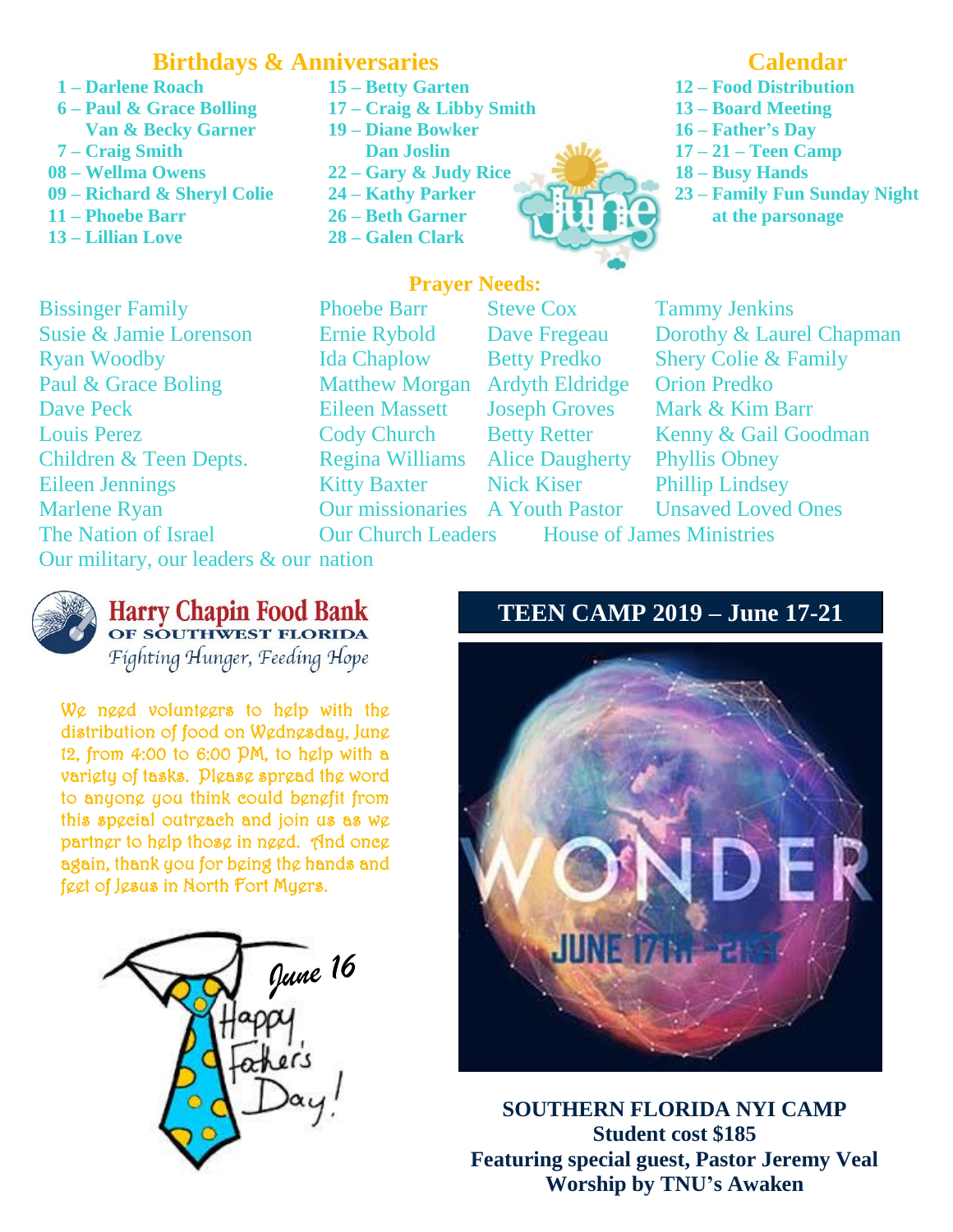## Birthdays & Anniversaries

**1 – Darlene Roach**
**6 – Paul & Grace Bolling**
**Van & Becky Garner**
**7 – Craig Smith**
**08 – Wellma Owens**
**09 – Richard & Sheryl Colie**
**11 – Phoebe Barr**
**13 – Lillian Love**
**15 – Betty Garten**
**17 – Craig & Libby Smith**
**19 – Diane Bowker**
**Dan Joslin**
**22 – Gary & Judy Rice**
**24 – Kathy Parker**
**26 – Beth Garner**
**28 – Galen Clark**

## Calendar

**12 – Food Distribution**
**13 – Board Meeting**
**16 – Father's Day**
**17 – 21 – Teen Camp**
**18 – Busy Hands**
**23 – Family Fun Sunday Night at the parsonage**

## Prayer Needs:

Bissinger Family
Susie & Jamie Lorenson
Ryan Woodby
Paul & Grace Boling
Dave Peck
Louis Perez
Children & Teen Depts.
Eileen Jennings
Marlene Ryan
The Nation of Israel
Phoebe Barr
Ernie Rybold
Ida Chaplow
Matthew Morgan
Eileen Massett
Cody Church
Regina Williams
Kitty Baxter
Our missionaries
Steve Cox
Dave Fregeau
Betty Predko
Ardyth Eldridge
Joseph Groves
Betty Retter
Alice Daugherty
Nick Kiser
A Youth Pastor
Tammy Jenkins
Dorothy & Laurel Chapman
Shery Colie & Family
Orion Predko
Mark & Kim Barr
Kenny & Gail Goodman
Phyllis Obney
Phillip Lindsey
Unsaved Loved Ones
Our Church Leaders
House of James Ministries
Our military, our leaders & our nation

**Harry Chapin Food Bank**
**OF SOUTHWEST FLORIDA**
*Fighting Hunger, Feeding Hope*

We need volunteers to help with the distribution of food on Wednesday, June 12, from 4:00 to 6:00 PM, to help with a variety of tasks. Please spread the word to anyone you think could benefit from this special outreach and join us as we partner to help those in need. And once again, thank you for being the hands and feet of Jesus in North Fort Myers.

*June 16*
Happy Father's Day!

## TEEN CAMP 2019 – June 17-21

WONDER
JUNE 17TH - 21ST

**SOUTHERN FLORIDA NYI CAMP**
**Student cost $185**
**Featuring special guest, Pastor Jeremy Veal**
**Worship by TNU's Awaken**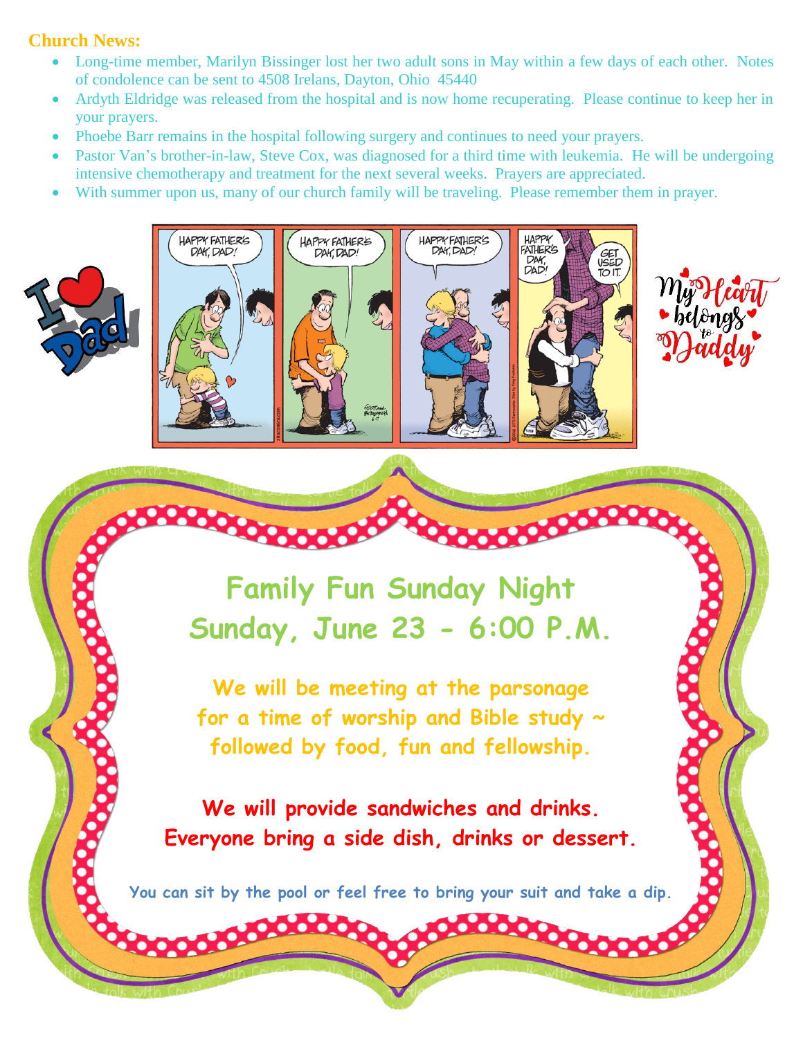**Church News:**

- Long-time member, Marilyn Bissinger lost her two adult sons in May within a few days of each other. Notes of condolence can be sent to 4508 Irelans, Dayton, Ohio 45440
- Ardyth Eldridge was released from the hospital and is now home recuperating. Please continue to keep her in your prayers.
- Phoebe Barr remains in the hospital following surgery and continues to need your prayers.
- Pastor Van's brother-in-law, Steve Cox, was diagnosed for a third time with leukemia. He will be undergoing intensive chemotherapy and treatment for the next several weeks. Prayers are appreciated.
- With summer upon us, many of our church family will be traveling. Please remember them in prayer.

## Family Fun Sunday Night
## Sunday, June 23 - 6:00 P.M.

**We will be meeting at the parsonage for a time of worship and Bible study ~ followed by food, fun and fellowship.**

**We will provide sandwiches and drinks. Everyone bring a side dish, drinks or dessert.**

**You can sit by the pool or feel free to bring your suit and take a dip.**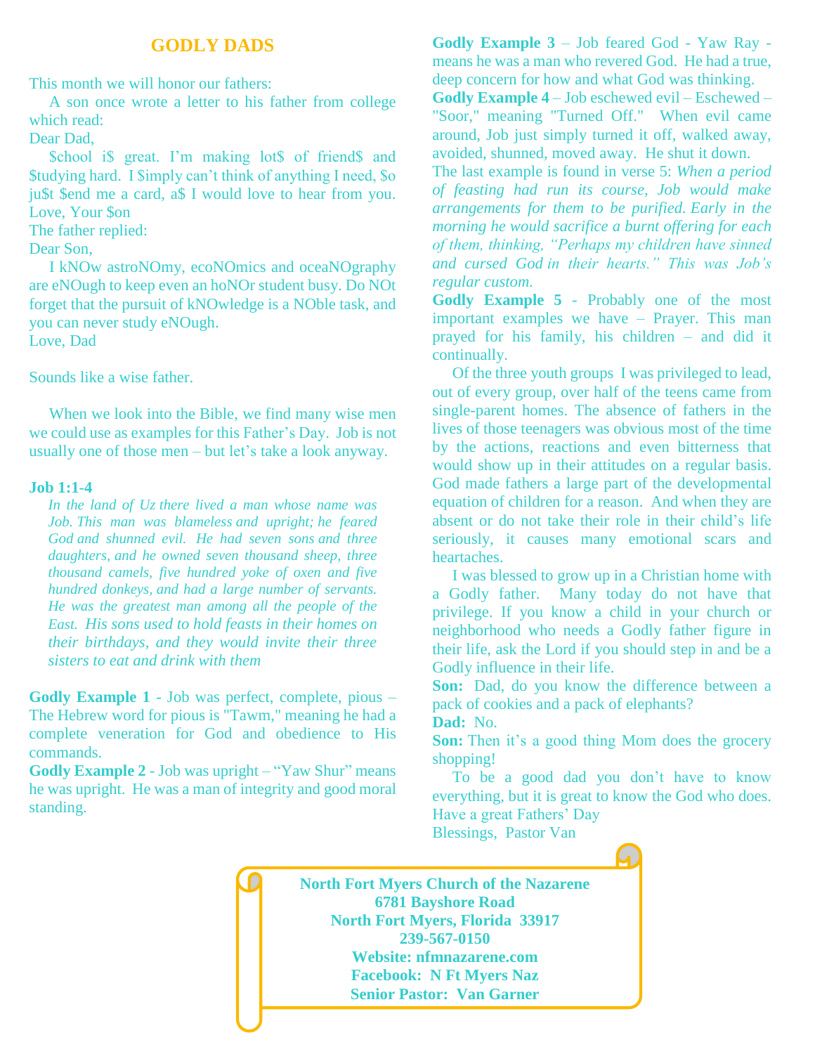## GODLY DADS

This month we will honor our fathers:

A son once wrote a letter to his father from college which read:

Dear Dad,

$chool i$ great. I'm making lot$ of friend$ and $tudying hard. I $imply can't think of anything I need, $o ju$t $end me a card, a$ I would love to hear from you.

Love, Your $on

The father replied:

Dear Son,

I kNOw astroNOmy, ecoNOmics and oceaNOgraphy are eNOugh to keep even an hoNOr student busy. Do NOt forget that the pursuit of kNOwledge is a NOble task, and you can never study eNOugh.

Love, Dad

Sounds like a wise father.

When we look into the Bible, we find many wise men we could use as examples for this Father's Day. Job is not usually one of those men – but let's take a look anyway.

**Job 1:1-4**

*In the land of Uz there lived a man whose name was Job. This man was blameless and upright; he feared God and shunned evil. He had seven sons and three daughters, and he owned seven thousand sheep, three thousand camels, five hundred yoke of oxen and five hundred donkeys, and had a large number of servants. He was the greatest man among all the people of the East. His sons used to hold feasts in their homes on their birthdays, and they would invite their three sisters to eat and drink with them*

**Godly Example 1** - Job was perfect, complete, pious – The Hebrew word for pious is "Tawm," meaning he had a complete veneration for God and obedience to His commands.

**Godly Example 2** - Job was upright – "Yaw Shur" means he was upright. He was a man of integrity and good moral standing.

**Godly Example 3** – Job feared God - Yaw Ray - means he was a man who revered God. He had a true, deep concern for how and what God was thinking.

**Godly Example 4** – Job eschewed evil – Eschewed – "Soor," meaning "Turned Off." When evil came around, Job just simply turned it off, walked away, avoided, shunned, moved away. He shut it down.

The last example is found in verse 5: *When a period of feasting had run its course, Job would make arrangements for them to be purified. Early in the morning he would sacrifice a burnt offering for each of them, thinking, "Perhaps my children have sinned and cursed God in their hearts." This was Job's regular custom.*

**Godly Example 5** - Probably one of the most important examples we have – Prayer. This man prayed for his family, his children – and did it continually.

Of the three youth groups I was privileged to lead, out of every group, over half of the teens came from single-parent homes. The absence of fathers in the lives of those teenagers was obvious most of the time by the actions, reactions and even bitterness that would show up in their attitudes on a regular basis. God made fathers a large part of the developmental equation of children for a reason. And when they are absent or do not take their role in their child's life seriously, it causes many emotional scars and heartaches.

I was blessed to grow up in a Christian home with a Godly father. Many today do not have that privilege. If you know a child in your church or neighborhood who needs a Godly father figure in their life, ask the Lord if you should step in and be a Godly influence in their life.

**Son:** Dad, do you know the difference between a pack of cookies and a pack of elephants?

**Dad:** No.

**Son:** Then it's a good thing Mom does the grocery shopping!

To be a good dad you don't have to know everything, but it is great to know the God who does.

Have a great Fathers' Day

Blessings, Pastor Van

**North Fort Myers Church of the Nazarene**
**6781 Bayshore Road**
**North Fort Myers, Florida 33917**
**239-567-0150**
**Website: nfmnazarene.com**
**Facebook: N Ft Myers Naz**
**Senior Pastor: Van Garner**